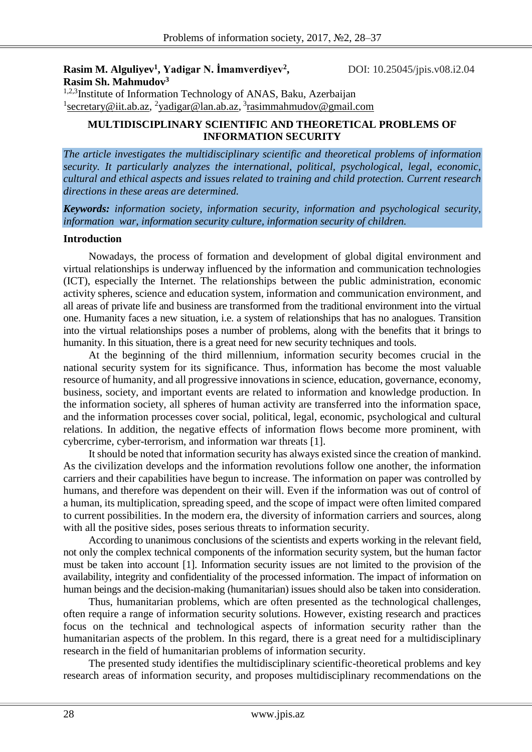**Rasim M. Alguliyev[1], Yadigar N. İmamverdiyev[2], Rasim Sh. Mahmudov[3]**

DOI: 10.25045/jpis.v08.i2.04

[1,2,3]Institute of Information Technology of ANAS, Baku, Azerbaijan
[1]secretary@iit.ab.az, [2]yadigar@lan.ab.az, [3]rasimmahmudov@gmail.com

# MULTIDISCIPLINARY SCIENTIFIC AND THEORETICAL PROBLEMS OF INFORMATION SECURITY

*The article investigates the multidisciplinary scientific and theoretical problems of information security. It particularly analyzes the international, political, psychological, legal, economic, cultural and ethical aspects and issues related to training and child protection. Current research directions in these areas are determined.*

***Keywords:*** *information society, information security, information and psychological security, information war, information security culture, information security of children.*

## Introduction

Nowadays, the process of formation and development of global digital environment and virtual relationships is underway influenced by the information and communication technologies (ICT), especially the Internet. The relationships between the public administration, economic activity spheres, science and education system, information and communication environment, and all areas of private life and business are transformed from the traditional environment into the virtual one. Humanity faces a new situation, i.e. a system of relationships that has no analogues. Transition into the virtual relationships poses a number of problems, along with the benefits that it brings to humanity. In this situation, there is a great need for new security techniques and tools.

At the beginning of the third millennium, information security becomes crucial in the national security system for its significance. Thus, information has become the most valuable resource of humanity, and all progressive innovations in science, education, governance, economy, business, society, and important events are related to information and knowledge production. In the information society, all spheres of human activity are transferred into the information space, and the information processes cover social, political, legal, economic, psychological and cultural relations. In addition, the negative effects of information flows become more prominent, with cybercrime, cyber-terrorism, and information war threats [1].

It should be noted that information security has always existed since the creation of mankind. As the civilization develops and the information revolutions follow one another, the information carriers and their capabilities have begun to increase. The information on paper was controlled by humans, and therefore was dependent on their will. Even if the information was out of control of a human, its multiplication, spreading speed, and the scope of impact were often limited compared to current possibilities. In the modern era, the diversity of information carriers and sources, along with all the positive sides, poses serious threats to information security.

According to unanimous conclusions of the scientists and experts working in the relevant field, not only the complex technical components of the information security system, but the human factor must be taken into account [1]. Information security issues are not limited to the provision of the availability, integrity and confidentiality of the processed information. The impact of information on human beings and the decision-making (humanitarian) issues should also be taken into consideration.

Thus, humanitarian problems, which are often presented as the technological challenges, often require a range of information security solutions. However, existing research and practices focus on the technical and technological aspects of information security rather than the humanitarian aspects of the problem. In this regard, there is a great need for a multidisciplinary research in the field of humanitarian problems of information security.

The presented study identifies the multidisciplinary scientific-theoretical problems and key research areas of information security, and proposes multidisciplinary recommendations on the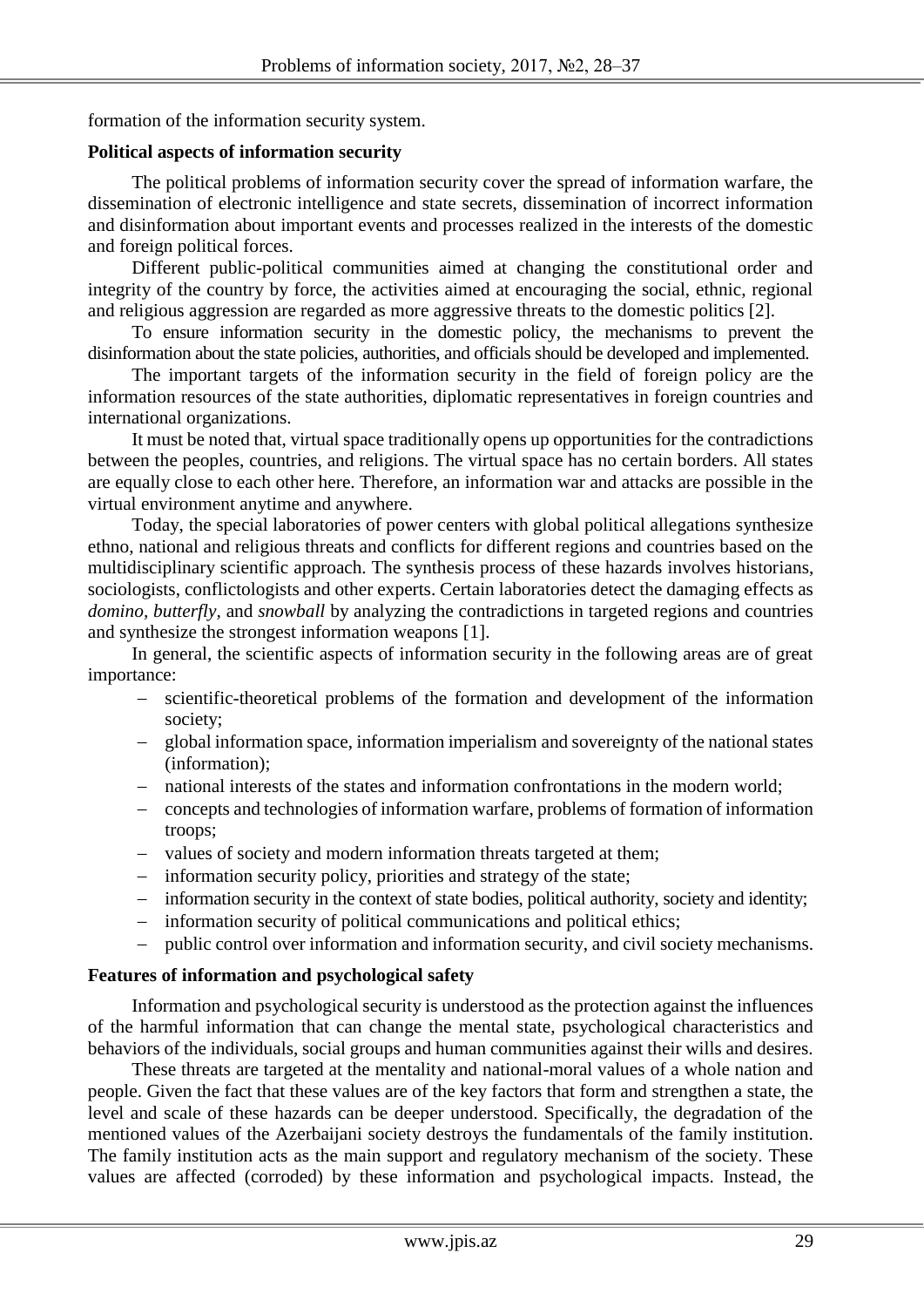formation of the information security system.

**Political aspects of information security**

The political problems of information security cover the spread of information warfare, the dissemination of electronic intelligence and state secrets, dissemination of incorrect information and disinformation about important events and processes realized in the interests of the domestic and foreign political forces.

Different public-political communities aimed at changing the constitutional order and integrity of the country by force, the activities aimed at encouraging the social, ethnic, regional and religious aggression are regarded as more aggressive threats to the domestic politics [2].

To ensure information security in the domestic policy, the mechanisms to prevent the disinformation about the state policies, authorities, and officials should be developed and implemented.

The important targets of the information security in the field of foreign policy are the information resources of the state authorities, diplomatic representatives in foreign countries and international organizations.

It must be noted that, virtual space traditionally opens up opportunities for the contradictions between the peoples, countries, and religions. The virtual space has no certain borders. All states are equally close to each other here. Therefore, an information war and attacks are possible in the virtual environment anytime and anywhere.

Today, the special laboratories of power centers with global political allegations synthesize ethno, national and religious threats and conflicts for different regions and countries based on the multidisciplinary scientific approach. The synthesis process of these hazards involves historians, sociologists, conflictologists and other experts. Certain laboratories detect the damaging effects as *domino*, *butterfly*, and *snowball* by analyzing the contradictions in targeted regions and countries and synthesize the strongest information weapons [1].

In general, the scientific aspects of information security in the following areas are of great importance:

- scientific-theoretical problems of the formation and development of the information society;
- global information space, information imperialism and sovereignty of the national states (information);
- national interests of the states and information confrontations in the modern world;
- concepts and technologies of information warfare, problems of formation of information troops;
- values of society and modern information threats targeted at them;
- information security policy, priorities and strategy of the state;
- information security in the context of state bodies, political authority, society and identity;
- information security of political communications and political ethics;
- public control over information and information security, and civil society mechanisms.

**Features of information and psychological safety**

Information and psychological security is understood as the protection against the influences of the harmful information that can change the mental state, psychological characteristics and behaviors of the individuals, social groups and human communities against their wills and desires.

These threats are targeted at the mentality and national-moral values of a whole nation and people. Given the fact that these values are of the key factors that form and strengthen a state, the level and scale of these hazards can be deeper understood. Specifically, the degradation of the mentioned values of the Azerbaijani society destroys the fundamentals of the family institution. The family institution acts as the main support and regulatory mechanism of the society. These values are affected (corroded) by these information and psychological impacts. Instead, the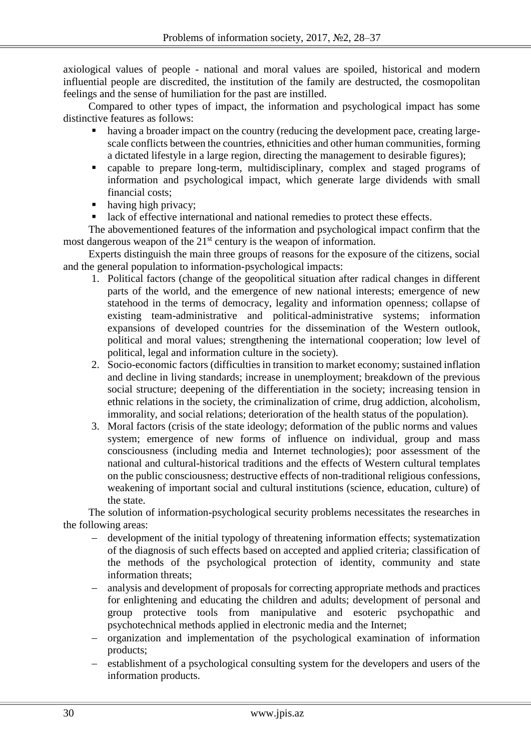axiological values of people - national and moral values are spoiled, historical and modern influential people are discredited, the institution of the family are destructed, the cosmopolitan feelings and the sense of humiliation for the past are instilled.

Compared to other types of impact, the information and psychological impact has some distinctive features as follows:

- having a broader impact on the country (reducing the development pace, creating large-scale conflicts between the countries, ethnicities and other human communities, forming a dictated lifestyle in a large region, directing the management to desirable figures);
- capable to prepare long-term, multidisciplinary, complex and staged programs of information and psychological impact, which generate large dividends with small financial costs;
- having high privacy;
- lack of effective international and national remedies to protect these effects.

The abovementioned features of the information and psychological impact confirm that the most dangerous weapon of the 21st century is the weapon of information.

Experts distinguish the main three groups of reasons for the exposure of the citizens, social and the general population to information-psychological impacts:

1. Political factors (change of the geopolitical situation after radical changes in different parts of the world, and the emergence of new national interests; emergence of new statehood in the terms of democracy, legality and information openness; collapse of existing team-administrative and political-administrative systems; information expansions of developed countries for the dissemination of the Western outlook, political and moral values; strengthening the international cooperation; low level of political, legal and information culture in the society).
2. Socio-economic factors (difficulties in transition to market economy; sustained inflation and decline in living standards; increase in unemployment; breakdown of the previous social structure; deepening of the differentiation in the society; increasing tension in ethnic relations in the society, the criminalization of crime, drug addiction, alcoholism, immorality, and social relations; deterioration of the health status of the population).
3. Moral factors (crisis of the state ideology; deformation of the public norms and values system; emergence of new forms of influence on individual, group and mass consciousness (including media and Internet technologies); poor assessment of the national and cultural-historical traditions and the effects of Western cultural templates on the public consciousness; destructive effects of non-traditional religious confessions, weakening of important social and cultural institutions (science, education, culture) of the state.

The solution of information-psychological security problems necessitates the researches in the following areas:

- development of the initial typology of threatening information effects; systematization of the diagnosis of such effects based on accepted and applied criteria; classification of the methods of the psychological protection of identity, community and state information threats;
- analysis and development of proposals for correcting appropriate methods and practices for enlightening and educating the children and adults; development of personal and group protective tools from manipulative and esoteric psychopathic and psychotechnical methods applied in electronic media and the Internet;
- organization and implementation of the psychological examination of information products;
- establishment of a psychological consulting system for the developers and users of the information products.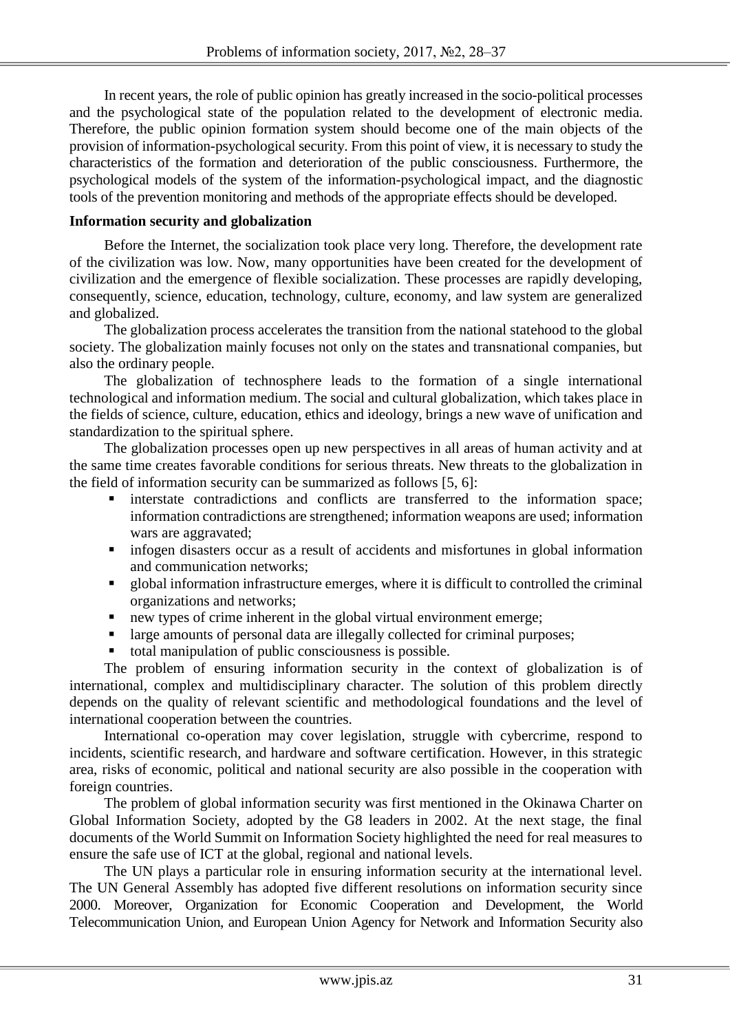In recent years, the role of public opinion has greatly increased in the socio-political processes and the psychological state of the population related to the development of electronic media. Therefore, the public opinion formation system should become one of the main objects of the provision of information-psychological security. From this point of view, it is necessary to study the characteristics of the formation and deterioration of the public consciousness. Furthermore, the psychological models of the system of the information-psychological impact, and the diagnostic tools of the prevention monitoring and methods of the appropriate effects should be developed.

**Information security and globalization**

Before the Internet, the socialization took place very long. Therefore, the development rate of the civilization was low. Now, many opportunities have been created for the development of civilization and the emergence of flexible socialization. These processes are rapidly developing, consequently, science, education, technology, culture, economy, and law system are generalized and globalized.

The globalization process accelerates the transition from the national statehood to the global society. The globalization mainly focuses not only on the states and transnational companies, but also the ordinary people.

The globalization of technosphere leads to the formation of a single international technological and information medium. The social and cultural globalization, which takes place in the fields of science, culture, education, ethics and ideology, brings a new wave of unification and standardization to the spiritual sphere.

The globalization processes open up new perspectives in all areas of human activity and at the same time creates favorable conditions for serious threats. New threats to the globalization in the field of information security can be summarized as follows [5, 6]:

- interstate contradictions and conflicts are transferred to the information space; information contradictions are strengthened; information weapons are used; information wars are aggravated;
- infogen disasters occur as a result of accidents and misfortunes in global information and communication networks;
- global information infrastructure emerges, where it is difficult to controlled the criminal organizations and networks;
- new types of crime inherent in the global virtual environment emerge;
- large amounts of personal data are illegally collected for criminal purposes;
- total manipulation of public consciousness is possible.

The problem of ensuring information security in the context of globalization is of international, complex and multidisciplinary character. The solution of this problem directly depends on the quality of relevant scientific and methodological foundations and the level of international cooperation between the countries.

International co-operation may cover legislation, struggle with cybercrime, respond to incidents, scientific research, and hardware and software certification. However, in this strategic area, risks of economic, political and national security are also possible in the cooperation with foreign countries.

The problem of global information security was first mentioned in the Okinawa Charter on Global Information Society, adopted by the G8 leaders in 2002. At the next stage, the final documents of the World Summit on Information Society highlighted the need for real measures to ensure the safe use of ICT at the global, regional and national levels.

The UN plays a particular role in ensuring information security at the international level. The UN General Assembly has adopted five different resolutions on information security since 2000. Moreover, Organization for Economic Cooperation and Development, the World Telecommunication Union, and European Union Agency for Network and Information Security also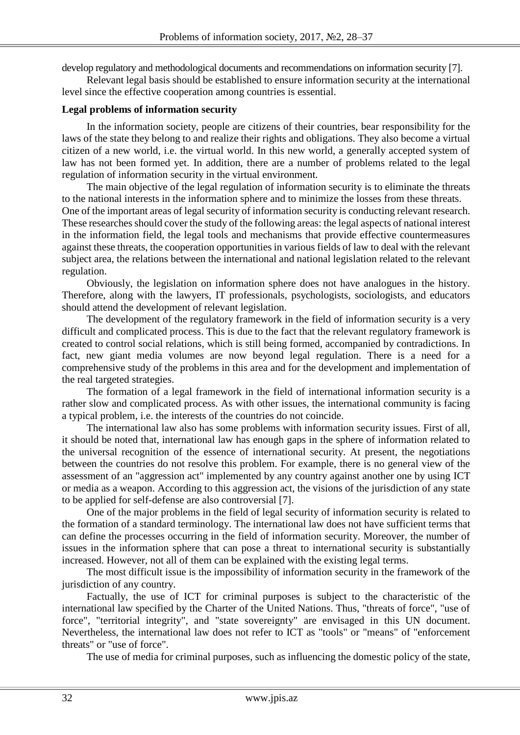develop regulatory and methodological documents and recommendations on information security [7].

Relevant legal basis should be established to ensure information security at the international level since the effective cooperation among countries is essential.

**Legal problems of information security**

In the information society, people are citizens of their countries, bear responsibility for the laws of the state they belong to and realize their rights and obligations. They also become a virtual citizen of a new world, i.e. the virtual world. In this new world, a generally accepted system of law has not been formed yet. In addition, there are a number of problems related to the legal regulation of information security in the virtual environment.

The main objective of the legal regulation of information security is to eliminate the threats to the national interests in the information sphere and to minimize the losses from these threats. One of the important areas of legal security of information security is conducting relevant research. These researches should cover the study of the following areas: the legal aspects of national interest in the information field, the legal tools and mechanisms that provide effective countermeasures against these threats, the cooperation opportunities in various fields of law to deal with the relevant subject area, the relations between the international and national legislation related to the relevant regulation.

Obviously, the legislation on information sphere does not have analogues in the history. Therefore, along with the lawyers, IT professionals, psychologists, sociologists, and educators should attend the development of relevant legislation.

The development of the regulatory framework in the field of information security is a very difficult and complicated process. This is due to the fact that the relevant regulatory framework is created to control social relations, which is still being formed, accompanied by contradictions. In fact, new giant media volumes are now beyond legal regulation. There is a need for a comprehensive study of the problems in this area and for the development and implementation of the real targeted strategies.

The formation of a legal framework in the field of international information security is a rather slow and complicated process. As with other issues, the international community is facing a typical problem, i.e. the interests of the countries do not coincide.

The international law also has some problems with information security issues. First of all, it should be noted that, international law has enough gaps in the sphere of information related to the universal recognition of the essence of international security. At present, the negotiations between the countries do not resolve this problem. For example, there is no general view of the assessment of an "aggression act" implemented by any country against another one by using ICT or media as a weapon. According to this aggression act, the visions of the jurisdiction of any state to be applied for self-defense are also controversial [7].

One of the major problems in the field of legal security of information security is related to the formation of a standard terminology. The international law does not have sufficient terms that can define the processes occurring in the field of information security. Moreover, the number of issues in the information sphere that can pose a threat to international security is substantially increased. However, not all of them can be explained with the existing legal terms.

The most difficult issue is the impossibility of information security in the framework of the jurisdiction of any country.

Factually, the use of ICT for criminal purposes is subject to the characteristic of the international law specified by the Charter of the United Nations. Thus, "threats of force", "use of force", "territorial integrity", and "state sovereignty" are envisaged in this UN document. Nevertheless, the international law does not refer to ICT as "tools" or "means" of "enforcement threats" or "use of force".

The use of media for criminal purposes, such as influencing the domestic policy of the state,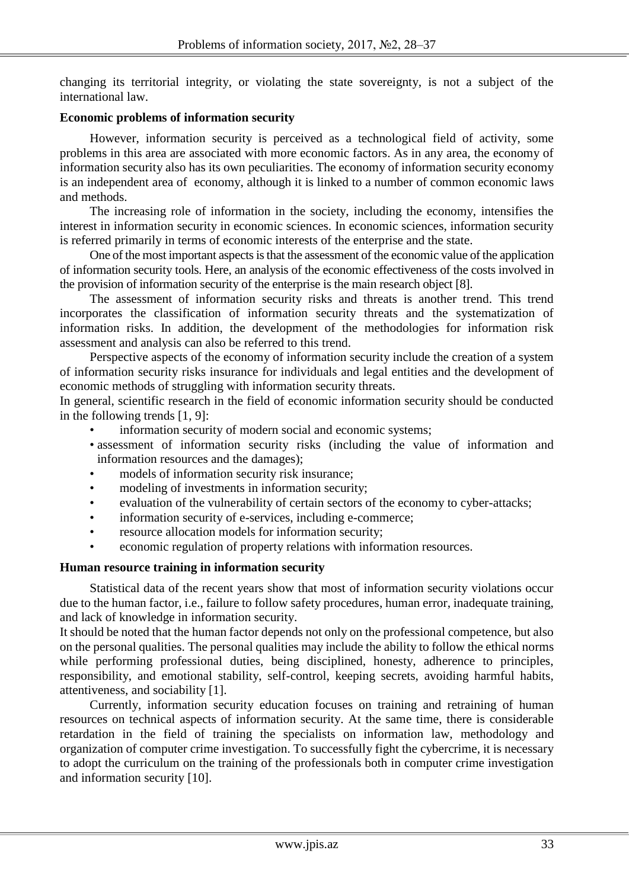changing its territorial integrity, or violating the state sovereignty, is not a subject of the international law.

**Economic problems of information security**

However, information security is perceived as a technological field of activity, some problems in this area are associated with more economic factors. As in any area, the economy of information security also has its own peculiarities. The economy of information security economy is an independent area of economy, although it is linked to a number of common economic laws and methods.

The increasing role of information in the society, including the economy, intensifies the interest in information security in economic sciences. In economic sciences, information security is referred primarily in terms of economic interests of the enterprise and the state.

One of the most important aspects is that the assessment of the economic value of the application of information security tools. Here, an analysis of the economic effectiveness of the costs involved in the provision of information security of the enterprise is the main research object [8].

The assessment of information security risks and threats is another trend. This trend incorporates the classification of information security threats and the systematization of information risks. In addition, the development of the methodologies for information risk assessment and analysis can also be referred to this trend.

Perspective aspects of the economy of information security include the creation of a system of information security risks insurance for individuals and legal entities and the development of economic methods of struggling with information security threats.

In general, scientific research in the field of economic information security should be conducted in the following trends [1, 9]:

- information security of modern social and economic systems;
- assessment of information security risks (including the value of information and information resources and the damages);
- models of information security risk insurance;
- modeling of investments in information security;
- evaluation of the vulnerability of certain sectors of the economy to cyber-attacks;
- information security of e-services, including e-commerce;
- resource allocation models for information security;
- economic regulation of property relations with information resources.

**Human resource training in information security**

Statistical data of the recent years show that most of information security violations occur due to the human factor, i.e., failure to follow safety procedures, human error, inadequate training, and lack of knowledge in information security.

It should be noted that the human factor depends not only on the professional competence, but also on the personal qualities. The personal qualities may include the ability to follow the ethical norms while performing professional duties, being disciplined, honesty, adherence to principles, responsibility, and emotional stability, self-control, keeping secrets, avoiding harmful habits, attentiveness, and sociability [1].

Currently, information security education focuses on training and retraining of human resources on technical aspects of information security. At the same time, there is considerable retardation in the field of training the specialists on information law, methodology and organization of computer crime investigation. To successfully fight the cybercrime, it is necessary to adopt the curriculum on the training of the professionals both in computer crime investigation and information security [10].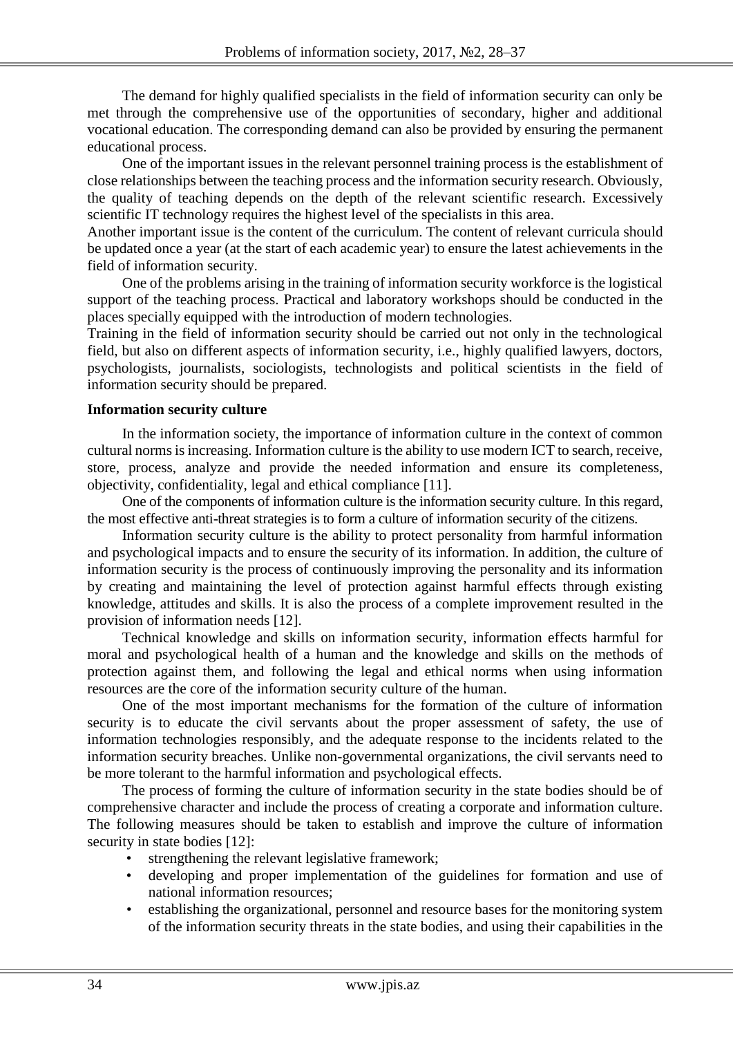The demand for highly qualified specialists in the field of information security can only be met through the comprehensive use of the opportunities of secondary, higher and additional vocational education. The corresponding demand can also be provided by ensuring the permanent educational process.

One of the important issues in the relevant personnel training process is the establishment of close relationships between the teaching process and the information security research. Obviously, the quality of teaching depends on the depth of the relevant scientific research. Excessively scientific IT technology requires the highest level of the specialists in this area.

Another important issue is the content of the curriculum. The content of relevant curricula should be updated once a year (at the start of each academic year) to ensure the latest achievements in the field of information security.

One of the problems arising in the training of information security workforce is the logistical support of the teaching process. Practical and laboratory workshops should be conducted in the places specially equipped with the introduction of modern technologies.

Training in the field of information security should be carried out not only in the technological field, but also on different aspects of information security, i.e., highly qualified lawyers, doctors, psychologists, journalists, sociologists, technologists and political scientists in the field of information security should be prepared.

**Information security culture**

In the information society, the importance of information culture in the context of common cultural norms is increasing. Information culture is the ability to use modern ICT to search, receive, store, process, analyze and provide the needed information and ensure its completeness, objectivity, confidentiality, legal and ethical compliance [11].

One of the components of information culture is the information security culture. In this regard, the most effective anti-threat strategies is to form a culture of information security of the citizens.

Information security culture is the ability to protect personality from harmful information and psychological impacts and to ensure the security of its information. In addition, the culture of information security is the process of continuously improving the personality and its information by creating and maintaining the level of protection against harmful effects through existing knowledge, attitudes and skills. It is also the process of a complete improvement resulted in the provision of information needs [12].

Technical knowledge and skills on information security, information effects harmful for moral and psychological health of a human and the knowledge and skills on the methods of protection against them, and following the legal and ethical norms when using information resources are the core of the information security culture of the human.

One of the most important mechanisms for the formation of the culture of information security is to educate the civil servants about the proper assessment of safety, the use of information technologies responsibly, and the adequate response to the incidents related to the information security breaches. Unlike non-governmental organizations, the civil servants need to be more tolerant to the harmful information and psychological effects.

The process of forming the culture of information security in the state bodies should be of comprehensive character and include the process of creating a corporate and information culture. The following measures should be taken to establish and improve the culture of information security in state bodies [12]:

- strengthening the relevant legislative framework;
- developing and proper implementation of the guidelines for formation and use of national information resources;
- establishing the organizational, personnel and resource bases for the monitoring system of the information security threats in the state bodies, and using their capabilities in the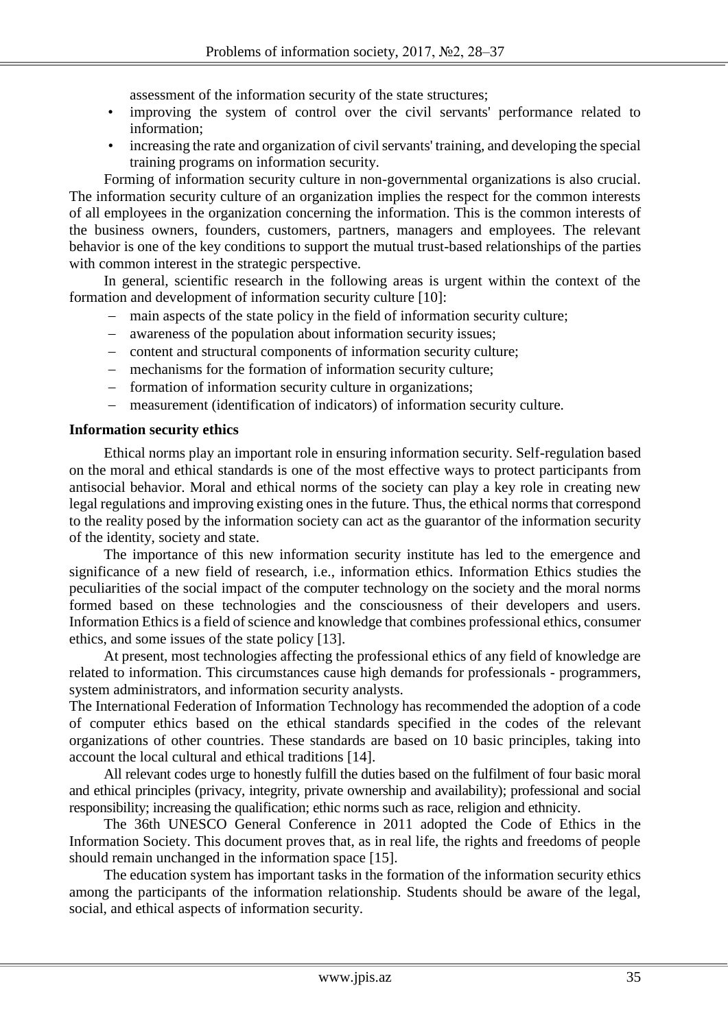assessment of the information security of the state structures;

- improving the system of control over the civil servants' performance related to information;
- increasing the rate and organization of civil servants' training, and developing the special training programs on information security.

Forming of information security culture in non-governmental organizations is also crucial. The information security culture of an organization implies the respect for the common interests of all employees in the organization concerning the information. This is the common interests of the business owners, founders, customers, partners, managers and employees. The relevant behavior is one of the key conditions to support the mutual trust-based relationships of the parties with common interest in the strategic perspective.

In general, scientific research in the following areas is urgent within the context of the formation and development of information security culture [10]:

- main aspects of the state policy in the field of information security culture;
- awareness of the population about information security issues;
- content and structural components of information security culture;
- mechanisms for the formation of information security culture;
- formation of information security culture in organizations;
- measurement (identification of indicators) of information security culture.

**Information security ethics**

Ethical norms play an important role in ensuring information security. Self-regulation based on the moral and ethical standards is one of the most effective ways to protect participants from antisocial behavior. Moral and ethical norms of the society can play a key role in creating new legal regulations and improving existing ones in the future. Thus, the ethical norms that correspond to the reality posed by the information society can act as the guarantor of the information security of the identity, society and state.

The importance of this new information security institute has led to the emergence and significance of a new field of research, i.e., information ethics. Information Ethics studies the peculiarities of the social impact of the computer technology on the society and the moral norms formed based on these technologies and the consciousness of their developers and users. Information Ethics is a field of science and knowledge that combines professional ethics, consumer ethics, and some issues of the state policy [13].

At present, most technologies affecting the professional ethics of any field of knowledge are related to information. This circumstances cause high demands for professionals - programmers, system administrators, and information security analysts.
The International Federation of Information Technology has recommended the adoption of a code of computer ethics based on the ethical standards specified in the codes of the relevant organizations of other countries. These standards are based on 10 basic principles, taking into account the local cultural and ethical traditions [14].

All relevant codes urge to honestly fulfill the duties based on the fulfilment of four basic moral and ethical principles (privacy, integrity, private ownership and availability); professional and social responsibility; increasing the qualification; ethic norms such as race, religion and ethnicity.

The 36th UNESCO General Conference in 2011 adopted the Code of Ethics in the Information Society. This document proves that, as in real life, the rights and freedoms of people should remain unchanged in the information space [15].

The education system has important tasks in the formation of the information security ethics among the participants of the information relationship. Students should be aware of the legal, social, and ethical aspects of information security.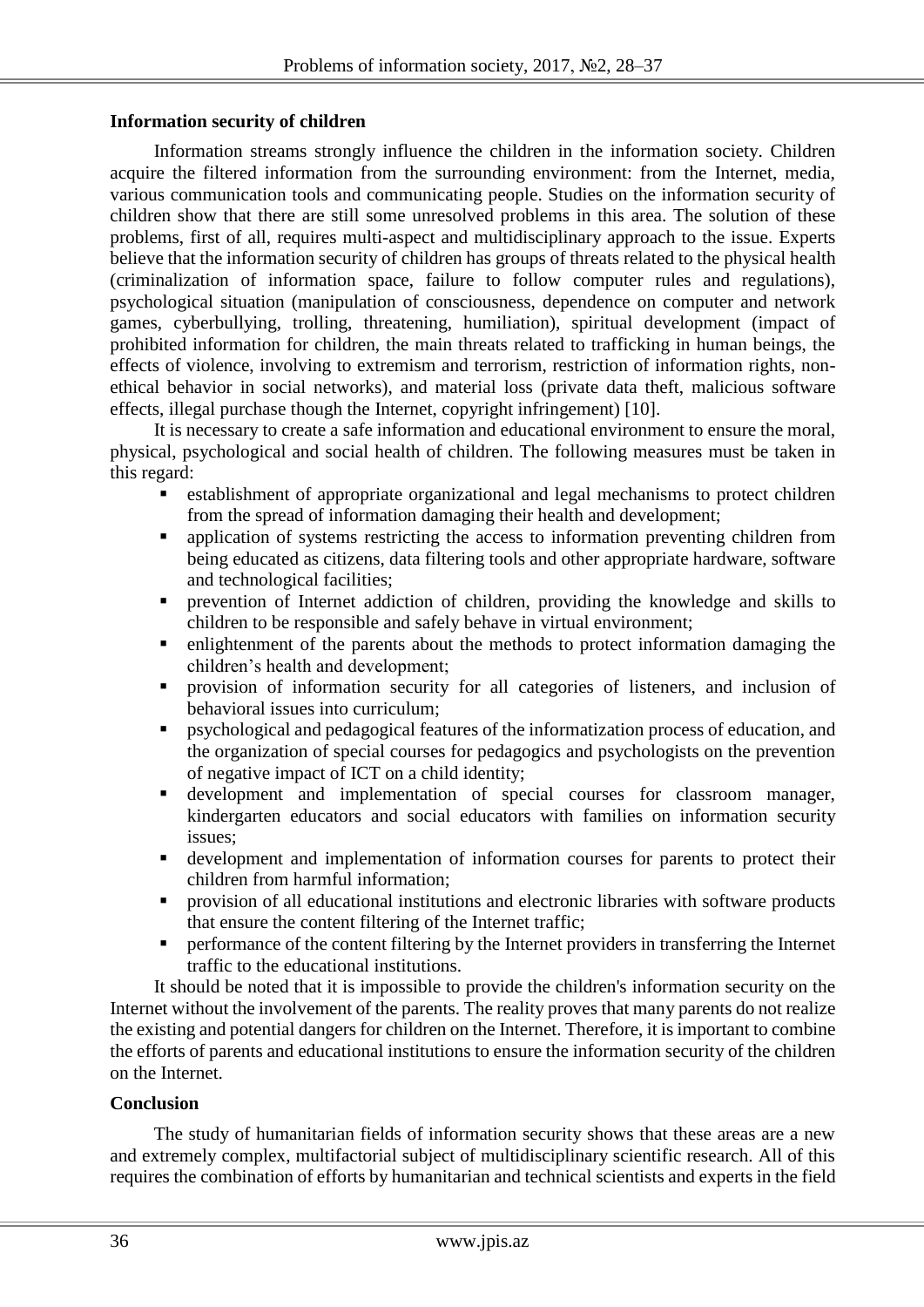**Information security of children**

Information streams strongly influence the children in the information society. Children acquire the filtered information from the surrounding environment: from the Internet, media, various communication tools and communicating people. Studies on the information security of children show that there are still some unresolved problems in this area. The solution of these problems, first of all, requires multi-aspect and multidisciplinary approach to the issue. Experts believe that the information security of children has groups of threats related to the physical health (criminalization of information space, failure to follow computer rules and regulations), psychological situation (manipulation of consciousness, dependence on computer and network games, cyberbullying, trolling, threatening, humiliation), spiritual development (impact of prohibited information for children, the main threats related to trafficking in human beings, the effects of violence, involving to extremism and terrorism, restriction of information rights, non-ethical behavior in social networks), and material loss (private data theft, malicious software effects, illegal purchase though the Internet, copyright infringement) [10].

It is necessary to create a safe information and educational environment to ensure the moral, physical, psychological and social health of children. The following measures must be taken in this regard:

- establishment of appropriate organizational and legal mechanisms to protect children from the spread of information damaging their health and development;
- application of systems restricting the access to information preventing children from being educated as citizens, data filtering tools and other appropriate hardware, software and technological facilities;
- prevention of Internet addiction of children, providing the knowledge and skills to children to be responsible and safely behave in virtual environment;
- enlightenment of the parents about the methods to protect information damaging the children's health and development;
- provision of information security for all categories of listeners, and inclusion of behavioral issues into curriculum;
- psychological and pedagogical features of the informatization process of education, and the organization of special courses for pedagogics and psychologists on the prevention of negative impact of ICT on a child identity;
- development and implementation of special courses for classroom manager, kindergarten educators and social educators with families on information security issues;
- development and implementation of information courses for parents to protect their children from harmful information;
- provision of all educational institutions and electronic libraries with software products that ensure the content filtering of the Internet traffic;
- performance of the content filtering by the Internet providers in transferring the Internet traffic to the educational institutions.

It should be noted that it is impossible to provide the children's information security on the Internet without the involvement of the parents. The reality proves that many parents do not realize the existing and potential dangers for children on the Internet. Therefore, it is important to combine the efforts of parents and educational institutions to ensure the information security of the children on the Internet.

**Conclusion**

The study of humanitarian fields of information security shows that these areas are a new and extremely complex, multifactorial subject of multidisciplinary scientific research. All of this requires the combination of efforts by humanitarian and technical scientists and experts in the field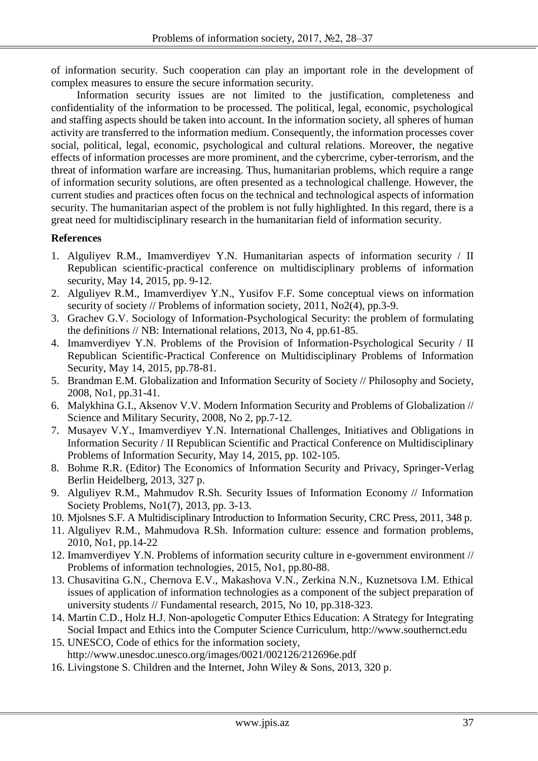of information security. Such cooperation can play an important role in the development of complex measures to ensure the secure information security.

Information security issues are not limited to the justification, completeness and confidentiality of the information to be processed. The political, legal, economic, psychological and staffing aspects should be taken into account. In the information society, all spheres of human activity are transferred to the information medium. Consequently, the information processes cover social, political, legal, economic, psychological and cultural relations. Moreover, the negative effects of information processes are more prominent, and the cybercrime, cyber-terrorism, and the threat of information warfare are increasing. Thus, humanitarian problems, which require a range of information security solutions, are often presented as a technological challenge. However, the current studies and practices often focus on the technical and technological aspects of information security. The humanitarian aspect of the problem is not fully highlighted. In this regard, there is a great need for multidisciplinary research in the humanitarian field of information security.

**References**

1. Alguliyev R.M., Imamverdiyev Y.N. Humanitarian aspects of information security / II Republican scientific-practical conference on multidisciplinary problems of information security, May 14, 2015, pp. 9-12.
2. Alguliyev R.M., Imamverdiyev Y.N., Yusifov F.F. Some conceptual views on information security of society // Problems of information society, 2011, No2(4), pp.3-9.
3. Grachev G.V. Sociology of Information-Psychological Security: the problem of formulating the definitions // NB: International relations, 2013, No 4, pp.61-85.
4. Imamverdiyev Y.N. Problems of the Provision of Information-Psychological Security / II Republican Scientific-Practical Conference on Multidisciplinary Problems of Information Security, May 14, 2015, pp.78-81.
5. Brandman E.M. Globalization and Information Security of Society // Philosophy and Society, 2008, No1, pp.31-41.
6. Malykhina G.I., Aksenov V.V. Modern Information Security and Problems of Globalization // Science and Military Security, 2008, No 2, pp.7-12.
7. Musayev V.Y., Imamverdiyev Y.N. International Challenges, Initiatives and Obligations in Information Security / II Republican Scientific and Practical Conference on Multidisciplinary Problems of Information Security, May 14, 2015, pp. 102-105.
8. Bohme R.R. (Editor) The Economics of Information Security and Privacy, Springer-Verlag Berlin Heidelberg, 2013, 327 p.
9. Alguliyev R.M., Mahmudov R.Sh. Security Issues of Information Economy // Information Society Problems, No1(7), 2013, pp. 3-13.
10. Mjolsnes S.F. A Multidisciplinary Introduction to Information Security, CRC Press, 2011, 348 p.
11. Alguliyev R.M., Mahmudova R.Sh. Information culture: essence and formation problems, 2010, No1, pp.14-22
12. Imamverdiyev Y.N. Problems of information security culture in e-government environment // Problems of information technologies, 2015, No1, pp.80-88.
13. Chusavitina G.N., Chernova E.V., Makashova V.N., Zerkina N.N., Kuznetsova I.M. Ethical issues of application of information technologies as a component of the subject preparation of university students // Fundamental research, 2015, No 10, pp.318-323.
14. Martin C.D., Holz H.J. Non-apologetic Computer Ethics Education: A Strategy for Integrating Social Impact and Ethics into the Computer Science Curriculum, http://www.southernct.edu
15. UNESCO, Code of ethics for the information society, http://www.unesdoc.unesco.org/images/0021/002126/212696e.pdf
16. Livingstone S. Children and the Internet, John Wiley & Sons, 2013, 320 p.